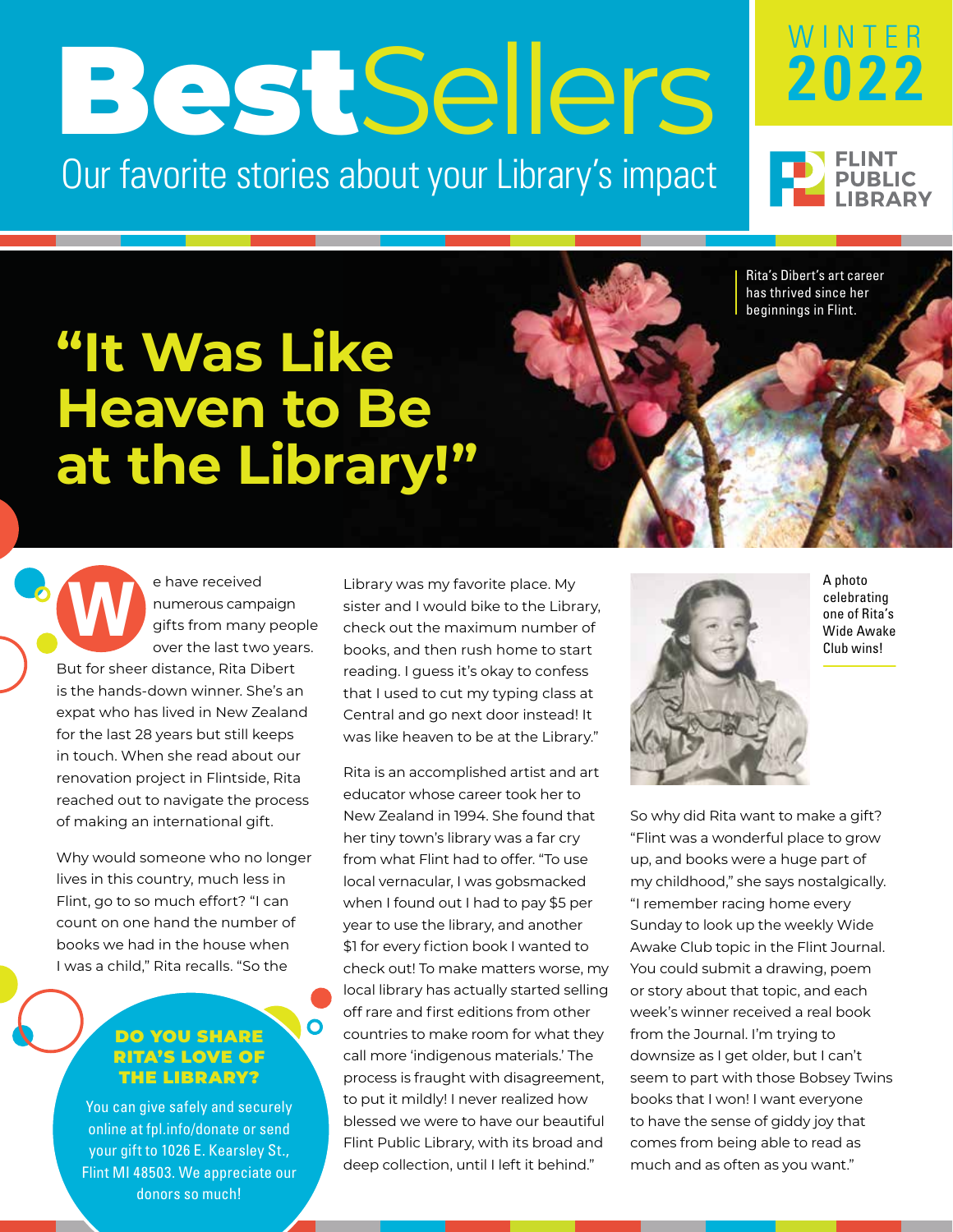# BestSellers

Our favorite stories about your Library's impact

WINTER 2022

FLINT PUBLIC LIBRARY

## "It Was Like Heaven to Be at the Library!"

Rita's Dibert's art career has thrived since her beginnings in Flint.

We have received numerous campaign gifts from many people over the last two years. But for sheer distance, Rita Dibert is the hands-down winner. She's an expat who has lived in New Zealand for the last 28 years but still keeps in touch. When she read about our renovation project in Flintside, Rita reached out to navigate the process of making an international gift.

Why would someone who no longer lives in this country, much less in Flint, go to so much effort? "I can count on one hand the number of books we had in the house when I was a child," Rita recalls. "So the Library was my favorite place. My sister and I would bike to the Library, check out the maximum number of books, and then rush home to start reading. I guess it's okay to confess that I used to cut my typing class at Central and go next door instead! It was like heaven to be at the Library."

Rita is an accomplished artist and art educator whose career took her to New Zealand in 1994. She found that her tiny town's library was a far cry from what Flint had to offer. "To use local vernacular, I was gobsmacked when I found out I had to pay $5 per year to use the library, and another $1 for every fiction book I wanted to check out! To make matters worse, my local library has actually started selling off rare and first editions from other countries to make room for what they call more 'indigenous materials.' The process is fraught with disagreement, to put it mildly! I never realized how blessed we were to have our beautiful Flint Public Library, with its broad and deep collection, until I left it behind."

A photo celebrating one of Rita's Wide Awake Club wins!

So why did Rita want to make a gift? "Flint was a wonderful place to grow up, and books were a huge part of my childhood," she says nostalgically. "I remember racing home every Sunday to look up the weekly Wide Awake Club topic in the Flint Journal. You could submit a drawing, poem or story about that topic, and each week's winner received a real book from the Journal. I'm trying to downsize as I get older, but I can't seem to part with those Bobsey Twins books that I won! I want everyone to have the sense of giddy joy that comes from being able to read as much and as often as you want."

**DO YOU SHARE RITA'S LOVE OF THE LIBRARY?**

You can give safely and securely online at fpl.info/donate or send your gift to 1026 E. Kearsley St., Flint MI 48503. We appreciate our donors so much!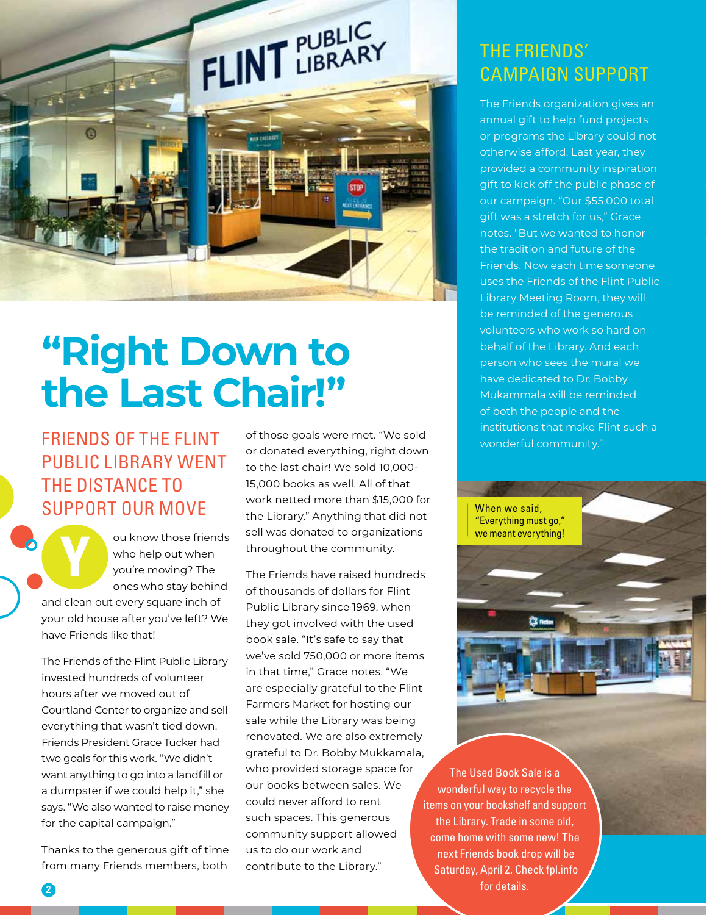# "Right Down to the Last Chair!"

## FRIENDS OF THE FLINT PUBLIC LIBRARY WENT THE DISTANCE TO SUPPORT OUR MOVE

You know those friends who help out when you're moving? The ones who stay behind and clean out every square inch of your old house after you've left? We have Friends like that!

The Friends of the Flint Public Library invested hundreds of volunteer hours after we moved out of Courtland Center to organize and sell everything that wasn't tied down. Friends President Grace Tucker had two goals for this work. "We didn't want anything to go into a landfill or a dumpster if we could help it," she says. "We also wanted to raise money for the capital campaign."

Thanks to the generous gift of time from many Friends members, both of those goals were met. "We sold or donated everything, right down to the last chair! We sold 10,000-15,000 books as well. All of that work netted more than $15,000 for the Library." Anything that did not sell was donated to organizations throughout the community.

The Friends have raised hundreds of thousands of dollars for Flint Public Library since 1969, when they got involved with the used book sale. "It's safe to say that we've sold 750,000 or more items in that time," Grace notes. "We are especially grateful to the Flint Farmers Market for hosting our sale while the Library was being renovated. We are also extremely grateful to Dr. Bobby Mukkamala, who provided storage space for our books between sales. We could never afford to rent such spaces. This generous community support allowed us to do our work and contribute to the Library."

## THE FRIENDS' CAMPAIGN SUPPORT

The Friends organization gives an annual gift to help fund projects or programs the Library could not otherwise afford. Last year, they provided a community inspiration gift to kick off the public phase of our campaign. "Our $55,000 total gift was a stretch for us," Grace notes. "But we wanted to honor the tradition and future of the Friends. Now each time someone uses the Friends of the Flint Public Library Meeting Room, they will be reminded of the generous volunteers who work so hard on behalf of the Library. And each person who sees the mural we have dedicated to Dr. Bobby Mukammala will be reminded of both the people and the institutions that make Flint such a wonderful community."

When we said, "Everything must go," we meant everything!

The Used Book Sale is a wonderful way to recycle the items on your bookshelf and support the Library. Trade in some old, come home with some new! The next Friends book drop will be Saturday, April 2. Check fpl.info for details.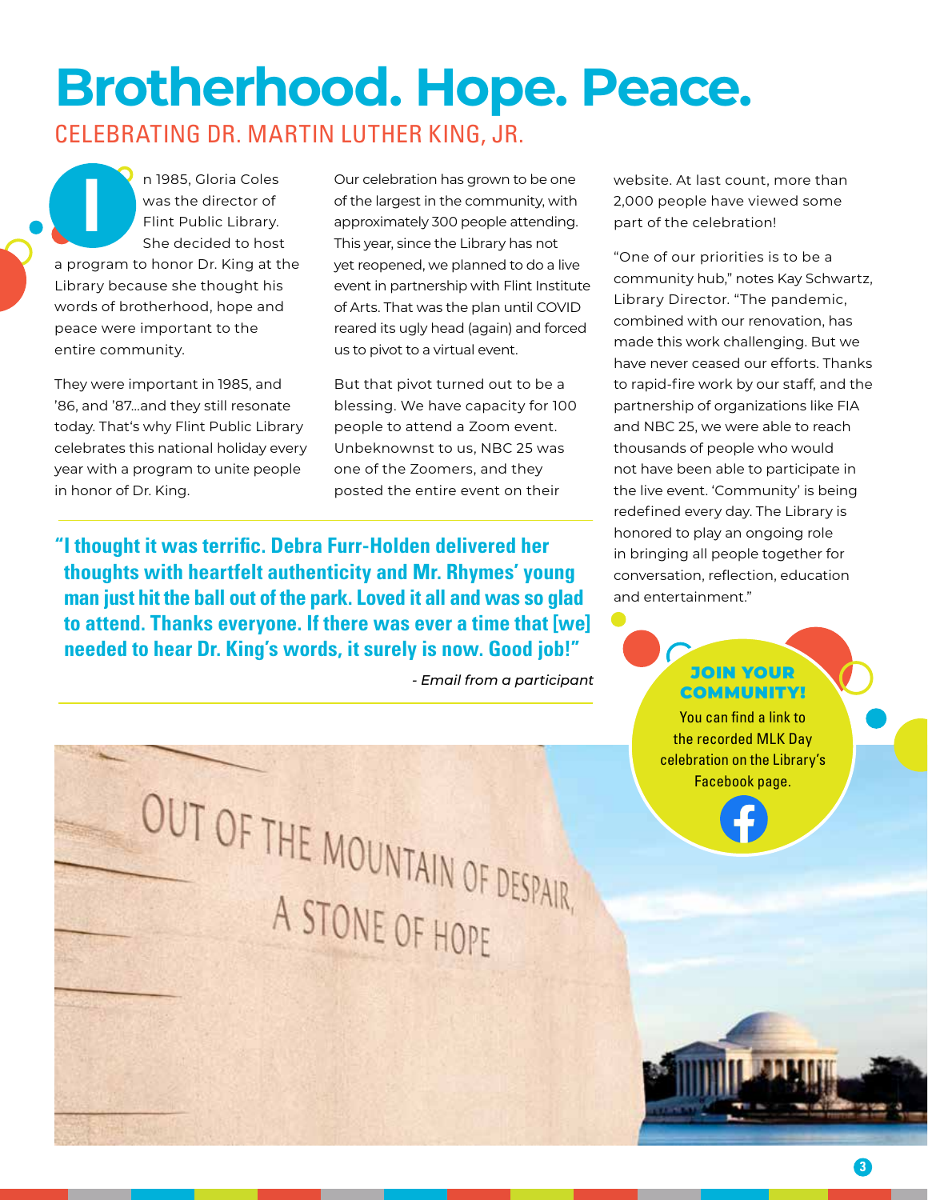# Brotherhood. Hope. Peace.

## CELEBRATING DR. MARTIN LUTHER KING, JR.

In 1985, Gloria Coles was the director of Flint Public Library. She decided to host a program to honor Dr. King at the Library because she thought his words of brotherhood, hope and peace were important to the entire community.

They were important in 1985, and '86, and '87...and they still resonate today. That's why Flint Public Library celebrates this national holiday every year with a program to unite people in honor of Dr. King.

Our celebration has grown to be one of the largest in the community, with approximately 300 people attending. This year, since the Library has not yet reopened, we planned to do a live event in partnership with Flint Institute of Arts. That was the plan until COVID reared its ugly head (again) and forced us to pivot to a virtual event.

But that pivot turned out to be a blessing. We have capacity for 100 people to attend a Zoom event. Unbeknownst to us, NBC 25 was one of the Zoomers, and they posted the entire event on their website. At last count, more than 2,000 people have viewed some part of the celebration!

"One of our priorities is to be a community hub," notes Kay Schwartz, Library Director. "The pandemic, combined with our renovation, has made this work challenging. But we have never ceased our efforts. Thanks to rapid-fire work by our staff, and the partnership of organizations like FIA and NBC 25, we were able to reach thousands of people who would not have been able to participate in the live event. 'Community' is being redefined every day. The Library is honored to play an ongoing role in bringing all people together for conversation, reflection, education and entertainment."

> **"I thought it was terrific. Debra Furr-Holden delivered her thoughts with heartfelt authenticity and Mr. Rhymes' young man just hit the ball out of the park. Loved it all and was so glad to attend. Thanks everyone. If there was ever a time that [we] needed to hear Dr. King's words, it surely is now. Good job!"**
>
> *- Email from a participant*

**JOIN YOUR COMMUNITY!**

You can find a link to the recorded MLK Day celebration on the Library's Facebook page.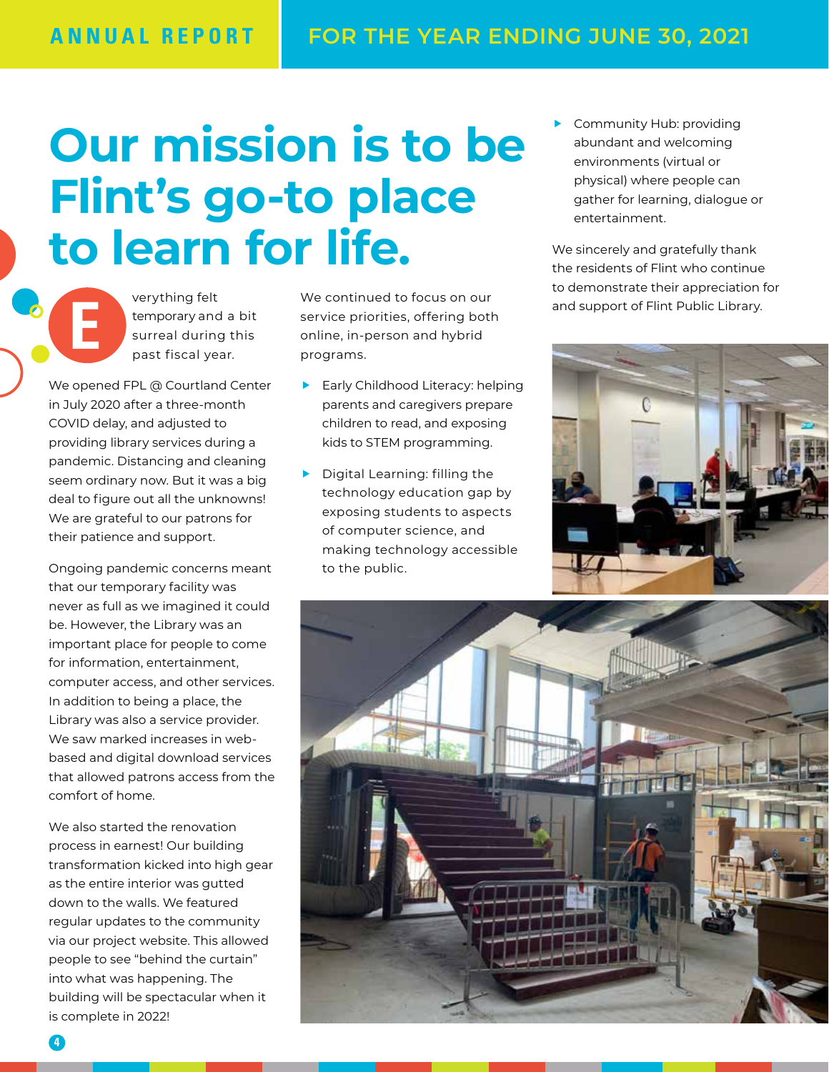# Our mission is to be Flint's go-to place to learn for life.

Everything felt temporary and a bit surreal during this past fiscal year.

We opened FPL @ Courtland Center in July 2020 after a three-month COVID delay, and adjusted to providing library services during a pandemic. Distancing and cleaning seem ordinary now. But it was a big deal to figure out all the unknowns! We are grateful to our patrons for their patience and support.

Ongoing pandemic concerns meant that our temporary facility was never as full as we imagined it could be. However, the Library was an important place for people to come for information, entertainment, computer access, and other services. In addition to being a place, the Library was also a service provider. We saw marked increases in web-based and digital download services that allowed patrons access from the comfort of home.

We also started the renovation process in earnest! Our building transformation kicked into high gear as the entire interior was gutted down to the walls. We featured regular updates to the community via our project website. This allowed people to see "behind the curtain" into what was happening. The building will be spectacular when it is complete in 2022!

We continued to focus on our service priorities, offering both online, in-person and hybrid programs.

- Early Childhood Literacy: helping parents and caregivers prepare children to read, and exposing kids to STEM programming.
- Digital Learning: filling the technology education gap by exposing students to aspects of computer science, and making technology accessible to the public.
- Community Hub: providing abundant and welcoming environments (virtual or physical) where people can gather for learning, dialogue or entertainment.

We sincerely and gratefully thank the residents of Flint who continue to demonstrate their appreciation for and support of Flint Public Library.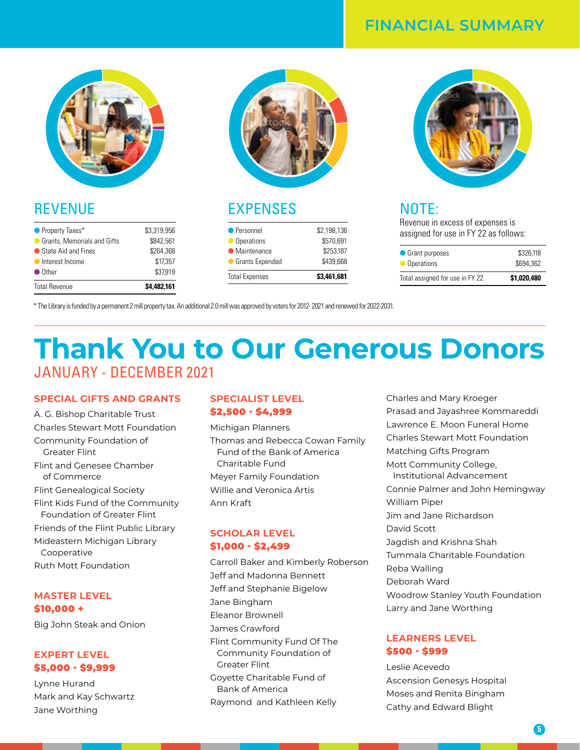# FINANCIAL SUMMARY

## REVENUE

| | |
|---|---|
| Property Taxes* | $3,319,956 |
| Grants, Memorials and Gifts | $842,561 |
| State Aid and Fines | $264,368 |
| Interest Income | $17,357 |
| Other | $37,919 |
| Total Revenue | **$4,482,161** |

## EXPENSES

| | |
|---|---|
| Personnel | $2,198,136 |
| Operations | $570,691 |
| Maintenance | $253,187 |
| Grants Expended | $439,668 |
| Total Expenses | **$3,461,681** |

## NOTE:

Revenue in excess of expenses is assigned for use in FY 22 as follows:

| | |
|---|---|
| Grant purposes | $326,118 |
| Operations | $694,362 |
| Total assigned for use in FY 22 | **$1,020,480** |

* The Library is funded by a permanent 2 mill property tax. An additional 2.0 mill was approved by voters for 2012- 2021 and renewed for 2022-2031.

# Thank You to Our Generous Donors

## JANUARY - DECEMBER 2021

### SPECIAL GIFTS AND GRANTS

A. G. Bishop Charitable Trust
Charles Stewart Mott Foundation
Community Foundation of Greater Flint
Flint and Genesee Chamber of Commerce
Flint Genealogical Society
Flint Kids Fund of the Community Foundation of Greater Flint
Friends of the Flint Public Library
Mideastern Michigan Library Cooperative
Ruth Mott Foundation

### MASTER LEVEL
### $10,000 +

Big John Steak and Onion

### EXPERT LEVEL
### $5,000 - $9,999

Lynne Hurand
Mark and Kay Schwartz
Jane Worthing

### SPECIALIST LEVEL
### $2,500 - $4,999

Michigan Planners
Thomas and Rebecca Cowan Family Fund of the Bank of America Charitable Fund
Meyer Family Foundation
Willie and Veronica Artis
Ann Kraft

### SCHOLAR LEVEL
### $1,000 - $2,499

Carroll Baker and Kimberly Roberson
Jeff and Madonna Bennett
Jeff and Stephanie Bigelow
Jane Bingham
Eleanor Brownell
James Crawford
Flint Community Fund Of The Community Foundation of Greater Flint
Goyette Charitable Fund of Bank of America
Raymond and Kathleen Kelly
Charles and Mary Kroeger
Prasad and Jayashree Kommareddi
Lawrence E. Moon Funeral Home
Charles Stewart Mott Foundation
Matching Gifts Program
Mott Community College, Institutional Advancement
Connie Palmer and John Hemingway
William Piper
Jim and Jane Richardson
David Scott
Jagdish and Krishna Shah
Tummala Charitable Foundation
Reba Walling
Deborah Ward
Woodrow Stanley Youth Foundation
Larry and Jane Worthing

### LEARNERS LEVEL
### $500 - $999

Leslie Acevedo
Ascension Genesys Hospital
Moses and Renita Bingham
Cathy and Edward Blight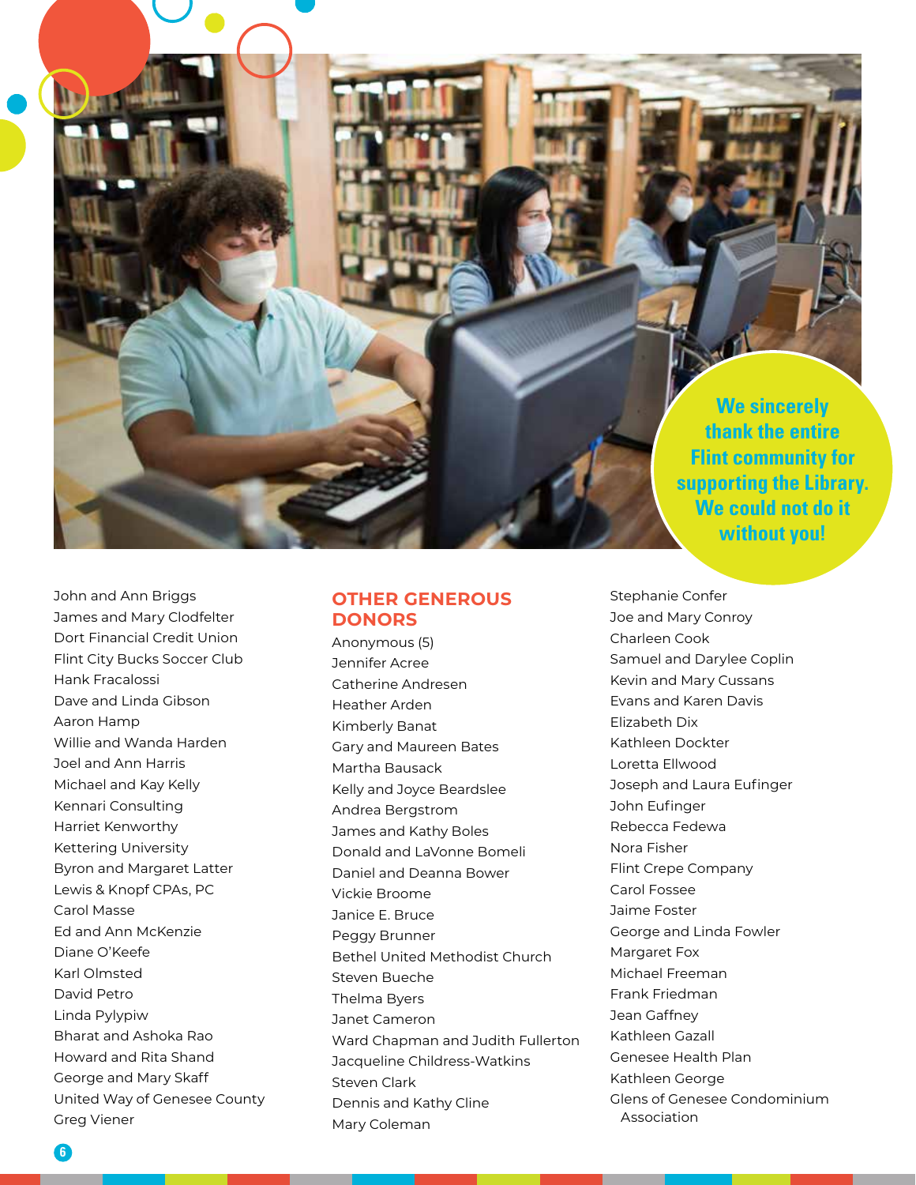We sincerely thank the entire Flint community for supporting the Library. We could not do it without you!

John and Ann Briggs
James and Mary Clodfelter
Dort Financial Credit Union
Flint City Bucks Soccer Club
Hank Fracalossi
Dave and Linda Gibson
Aaron Hamp
Willie and Wanda Harden
Joel and Ann Harris
Michael and Kay Kelly
Kennari Consulting
Harriet Kenworthy
Kettering University
Byron and Margaret Latter
Lewis & Knopf CPAs, PC
Carol Masse
Ed and Ann McKenzie
Diane O'Keefe
Karl Olmsted
David Petro
Linda Pylypiw
Bharat and Ashoka Rao
Howard and Rita Shand
George and Mary Skaff
United Way of Genesee County
Greg Viener

## OTHER GENEROUS DONORS

Anonymous (5)
Jennifer Acree
Catherine Andresen
Heather Arden
Kimberly Banat
Gary and Maureen Bates
Martha Bausack
Kelly and Joyce Beardslee
Andrea Bergstrom
James and Kathy Boles
Donald and LaVonne Bomeli
Daniel and Deanna Bower
Vickie Broome
Janice E. Bruce
Peggy Brunner
Bethel United Methodist Church
Steven Bueche
Thelma Byers
Janet Cameron
Ward Chapman and Judith Fullerton
Jacqueline Childress-Watkins
Steven Clark
Dennis and Kathy Cline
Mary Coleman
Stephanie Confer
Joe and Mary Conroy
Charleen Cook
Samuel and Darylee Coplin
Kevin and Mary Cussans
Evans and Karen Davis
Elizabeth Dix
Kathleen Dockter
Loretta Ellwood
Joseph and Laura Eufinger
John Eufinger
Rebecca Fedewa
Nora Fisher
Flint Crepe Company
Carol Fossee
Jaime Foster
George and Linda Fowler
Margaret Fox
Michael Freeman
Frank Friedman
Jean Gaffney
Kathleen Gazall
Genesee Health Plan
Kathleen George
Glens of Genesee Condominium Association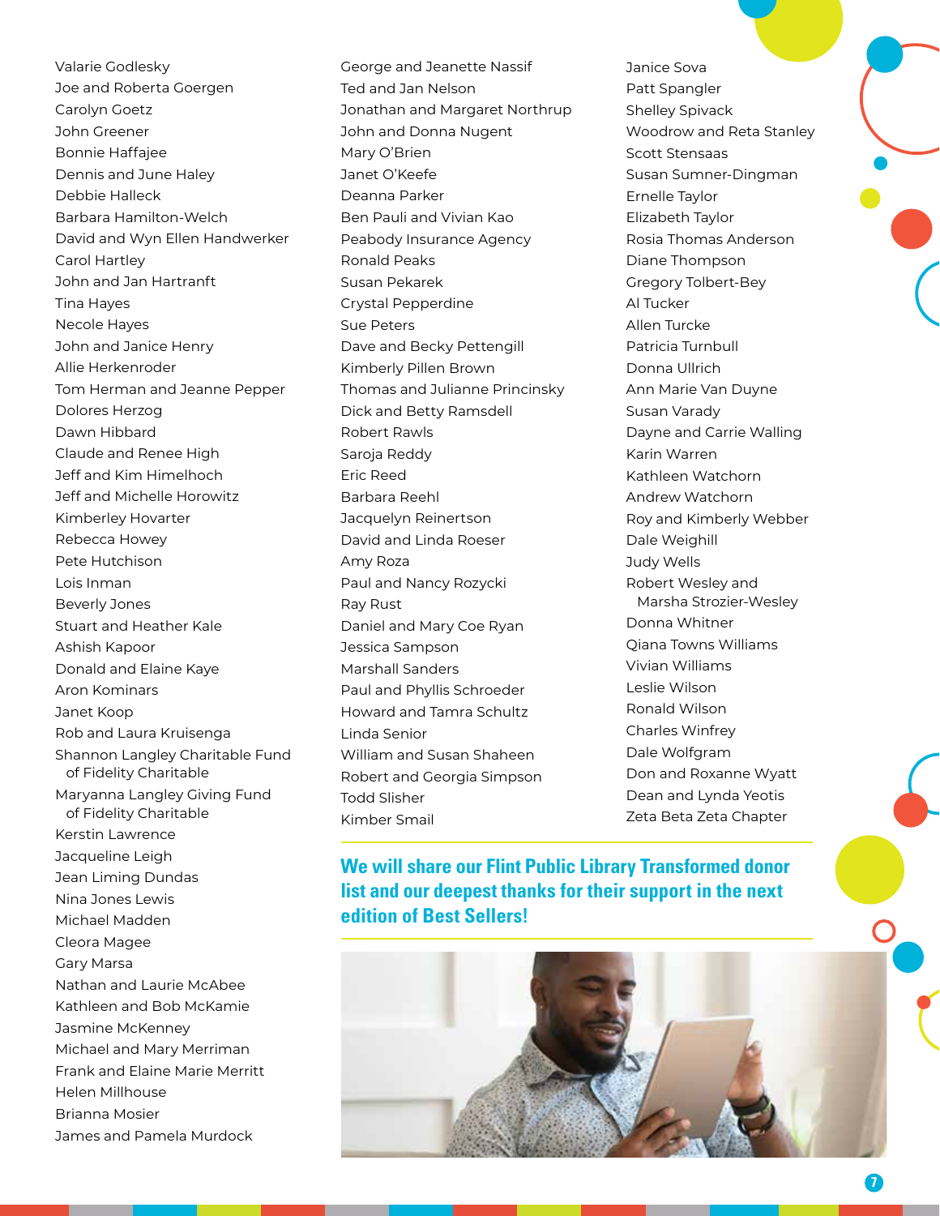Valarie Godlesky
Joe and Roberta Goergen
Carolyn Goetz
John Greener
Bonnie Haffajee
Dennis and June Haley
Debbie Halleck
Barbara Hamilton-Welch
David and Wyn Ellen Handwerker
Carol Hartley
John and Jan Hartranft
Tina Hayes
Necole Hayes
John and Janice Henry
Allie Herkenroder
Tom Herman and Jeanne Pepper
Dolores Herzog
Dawn Hibbard
Claude and Renee High
Jeff and Kim Himelhoch
Jeff and Michelle Horowitz
Kimberley Hovarter
Rebecca Howey
Pete Hutchison
Lois Inman
Beverly Jones
Stuart and Heather Kale
Ashish Kapoor
Donald and Elaine Kaye
Aron Kominars
Janet Koop
Rob and Laura Kruisenga
Shannon Langley Charitable Fund of Fidelity Charitable
Maryanna Langley Giving Fund of Fidelity Charitable
Kerstin Lawrence
Jacqueline Leigh
Jean Liming Dundas
Nina Jones Lewis
Michael Madden
Cleora Magee
Gary Marsa
Nathan and Laurie McAbee
Kathleen and Bob McKamie
Jasmine McKenney
Michael and Mary Merriman
Frank and Elaine Marie Merritt
Helen Millhouse
Brianna Mosier
James and Pamela Murdock
George and Jeanette Nassif
Ted and Jan Nelson
Jonathan and Margaret Northrup
John and Donna Nugent
Mary O'Brien
Janet O'Keefe
Deanna Parker
Ben Pauli and Vivian Kao
Peabody Insurance Agency
Ronald Peaks
Susan Pekarek
Crystal Pepperdine
Sue Peters
Dave and Becky Pettengill
Kimberly Pillen Brown
Thomas and Julianne Princinsky
Dick and Betty Ramsdell
Robert Rawls
Saroja Reddy
Eric Reed
Barbara Reehl
Jacquelyn Reinertson
David and Linda Roeser
Amy Roza
Paul and Nancy Rozycki
Ray Rust
Daniel and Mary Coe Ryan
Jessica Sampson
Marshall Sanders
Paul and Phyllis Schroeder
Howard and Tamra Schultz
Linda Senior
William and Susan Shaheen
Robert and Georgia Simpson
Todd Slisher
Kimber Smail
Janice Sova
Patt Spangler
Shelley Spivack
Woodrow and Reta Stanley
Scott Stensaas
Susan Sumner-Dingman
Ernelle Taylor
Elizabeth Taylor
Rosia Thomas Anderson
Diane Thompson
Gregory Tolbert-Bey
Al Tucker
Allen Turcke
Patricia Turnbull
Donna Ullrich
Ann Marie Van Duyne
Susan Varady
Dayne and Carrie Walling
Karin Warren
Kathleen Watchorn
Andrew Watchorn
Roy and Kimberly Webber
Dale Weighill
Judy Wells
Robert Wesley and Marsha Strozier-Wesley
Donna Whitner
Qiana Towns Williams
Vivian Williams
Leslie Wilson
Ronald Wilson
Charles Winfrey
Dale Wolfgram
Don and Roxanne Wyatt
Dean and Lynda Yeotis
Zeta Beta Zeta Chapter

**We will share our Flint Public Library Transformed donor list and our deepest thanks for their support in the next edition of Best Sellers!**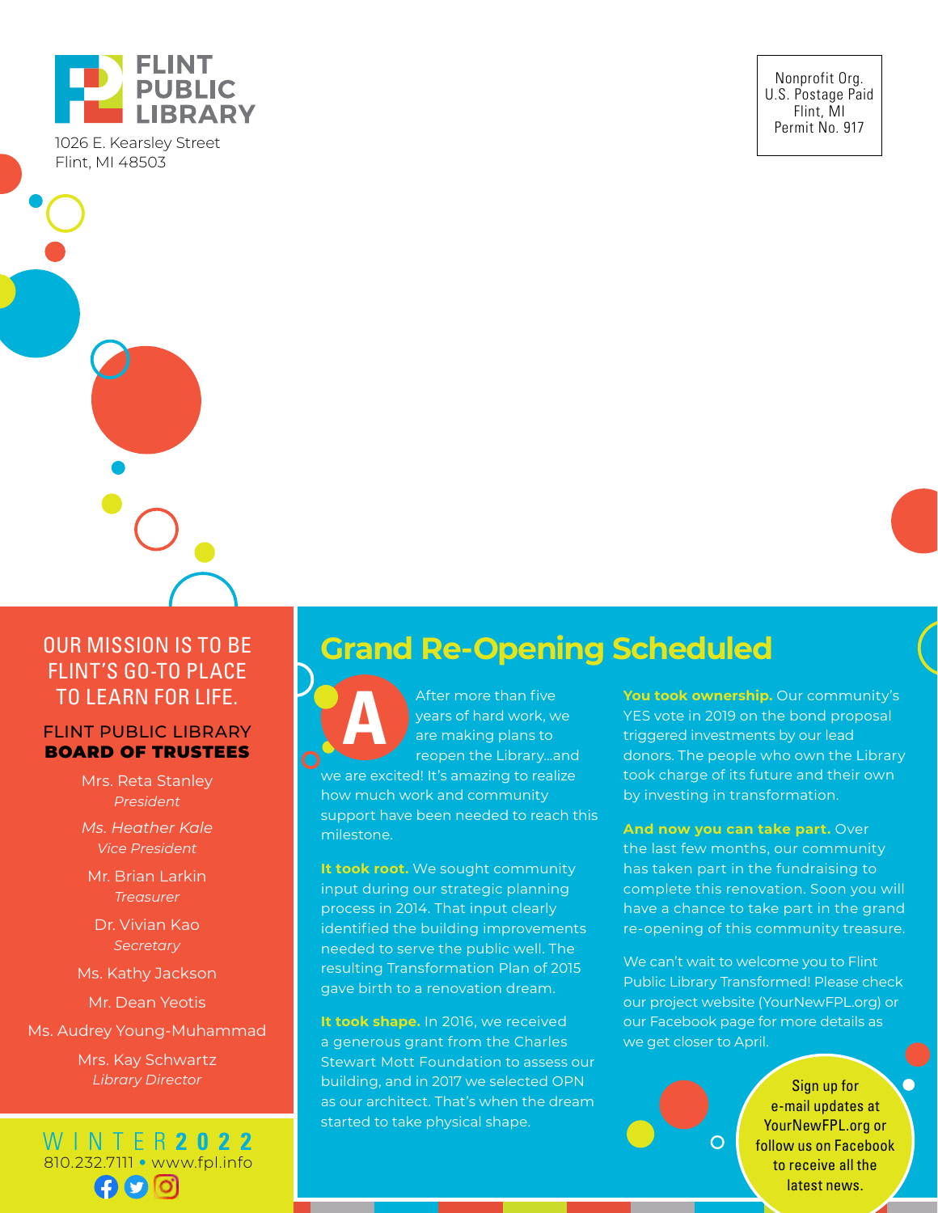**FLINT PUBLIC LIBRARY**

1026 E. Kearsley Street
Flint, MI 48503

Nonprofit Org.
U.S. Postage Paid
Flint, MI
Permit No. 917

OUR MISSION IS TO BE FLINT'S GO-TO PLACE TO LEARN FOR LIFE.

FLINT PUBLIC LIBRARY
**BOARD OF TRUSTEES**

Mrs. Reta Stanley
*President*

*Ms. Heather Kale*
*Vice President*

Mr. Brian Larkin
*Treasurer*

Dr. Vivian Kao
*Secretary*

Ms. Kathy Jackson

Mr. Dean Yeotis

Ms. Audrey Young-Muhammad

Mrs. Kay Schwartz
*Library Director*

WINTER **2022**
810.232.7111 • www.fpl.info

# Grand Re-Opening Scheduled

After more than five years of hard work, we are making plans to reopen the Library...and we are excited! It's amazing to realize how much work and community support have been needed to reach this milestone.

**It took root.** We sought community input during our strategic planning process in 2014. That input clearly identified the building improvements needed to serve the public well. The resulting Transformation Plan of 2015 gave birth to a renovation dream.

**It took shape.** In 2016, we received a generous grant from the Charles Stewart Mott Foundation to assess our building, and in 2017 we selected OPN as our architect. That's when the dream started to take physical shape.

**You took ownership.** Our community's YES vote in 2019 on the bond proposal triggered investments by our lead donors. The people who own the Library took charge of its future and their own by investing in transformation.

**And now you can take part.** Over the last few months, our community has taken part in the fundraising to complete this renovation. Soon you will have a chance to take part in the grand re-opening of this community treasure.

We can't wait to welcome you to Flint Public Library Transformed! Please check our project website (YourNewFPL.org) or our Facebook page for more details as we get closer to April.

Sign up for e-mail updates at YourNewFPL.org or follow us on Facebook to receive all the latest news.